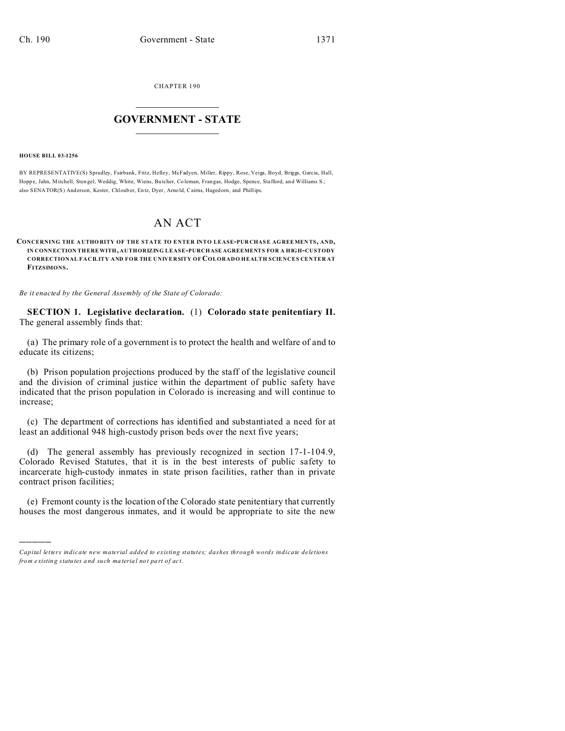CHAPTER 190

# GOVERNMENT - STATE

**HOUSE BILL 03-1256**

BY REPRESENTATIVE(S) Spradley, Fairbank, Fritz, Hefley, McFadyen, Miller, Rippy, Rose, Veiga, Boyd, Briggs, Garcia, Hall, Hoppe, Jahn, Mitchell, Stengel, Weddig, White, Wiens, Butcher, Coleman, Frangas, Hodge, Spence, Stafford, and Williams S.; also SENATOR(S) Anderson, Kester, Chlouber, Entz, Dyer, Arnold, Cairns, Hagedorn, and Phillips.

# AN ACT

**CONCERNING THE AUTHORITY OF THE STATE TO ENTER INTO LEASE-PURCHASE AGREEMENTS, AND, IN CONNECTION THEREWITH, AUTHORIZING LEASE-PURCHASE AGREEMENTS FOR A HIGH-CUSTODY CORRECTIONAL FACILITY AND FOR THE UNIVERSITY OF COLORADO HEALTH SCIENCES CENTER AT FITZSIMONS.**

*Be it enacted by the General Assembly of the State of Colorado:*

**SECTION 1. Legislative declaration.** (1) **Colorado state penitentiary II.** The general assembly finds that:

(a) The primary role of a government is to protect the health and welfare of and to educate its citizens;

(b) Prison population projections produced by the staff of the legislative council and the division of criminal justice within the department of public safety have indicated that the prison population in Colorado is increasing and will continue to increase;

(c) The department of corrections has identified and substantiated a need for at least an additional 948 high-custody prison beds over the next five years;

(d) The general assembly has previously recognized in section 17-1-104.9, Colorado Revised Statutes, that it is in the best interests of public safety to incarcerate high-custody inmates in state prison facilities, rather than in private contract prison facilities;

(e) Fremont county is the location of the Colorado state penitentiary that currently houses the most dangerous inmates, and it would be appropriate to site the new

---

*Capital letters indicate new material added to existing statutes; dashes through words indicate deletions from existing statutes and such material not part of act.*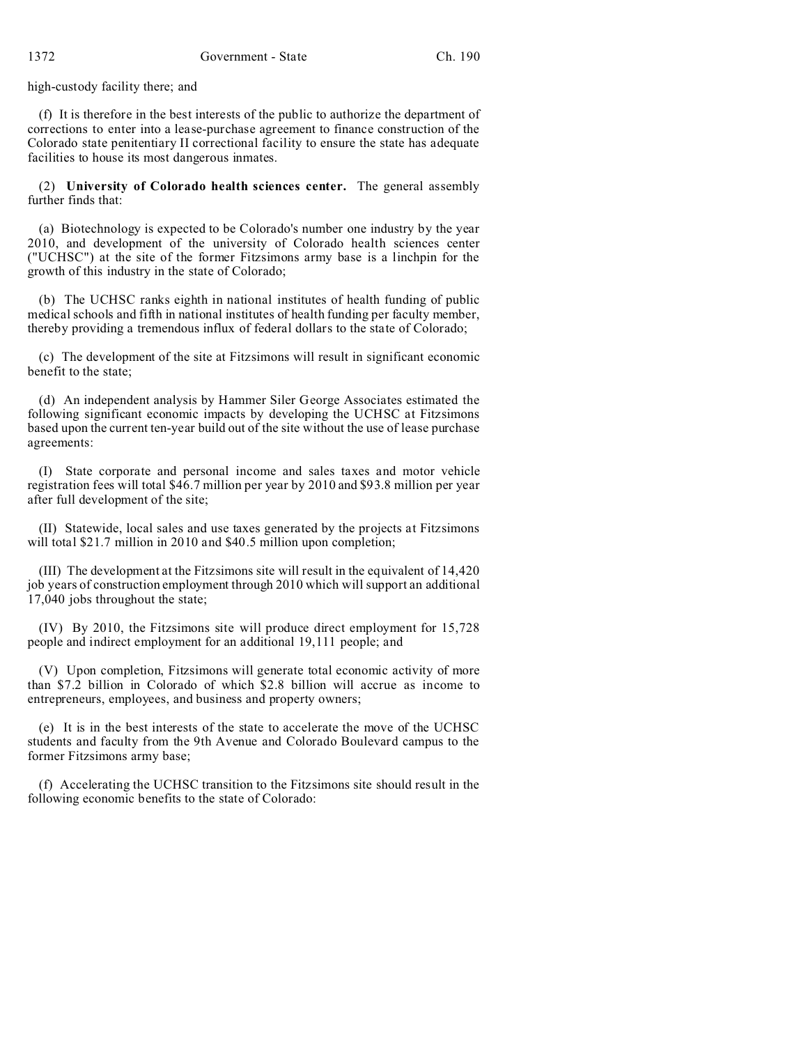high-custody facility there; and

(f) It is therefore in the best interests of the public to authorize the department of corrections to enter into a lease-purchase agreement to finance construction of the Colorado state penitentiary II correctional facility to ensure the state has adequate facilities to house its most dangerous inmates.

(2) **University of Colorado health sciences center.** The general assembly further finds that:

(a) Biotechnology is expected to be Colorado's number one industry by the year 2010, and development of the university of Colorado health sciences center ("UCHSC") at the site of the former Fitzsimons army base is a linchpin for the growth of this industry in the state of Colorado;

(b) The UCHSC ranks eighth in national institutes of health funding of public medical schools and fifth in national institutes of health funding per faculty member, thereby providing a tremendous influx of federal dollars to the state of Colorado;

(c) The development of the site at Fitzsimons will result in significant economic benefit to the state;

(d) An independent analysis by Hammer Siler George Associates estimated the following significant economic impacts by developing the UCHSC at Fitzsimons based upon the current ten-year build out of the site without the use of lease purchase agreements:

(I) State corporate and personal income and sales taxes and motor vehicle registration fees will total $46.7 million per year by 2010 and $93.8 million per year after full development of the site;

(II) Statewide, local sales and use taxes generated by the projects at Fitzsimons will total $21.7 million in 2010 and $40.5 million upon completion;

(III) The development at the Fitzsimons site will result in the equivalent of 14,420 job years of construction employment through 2010 which will support an additional 17,040 jobs throughout the state;

(IV) By 2010, the Fitzsimons site will produce direct employment for 15,728 people and indirect employment for an additional 19,111 people; and

(V) Upon completion, Fitzsimons will generate total economic activity of more than $7.2 billion in Colorado of which $2.8 billion will accrue as income to entrepreneurs, employees, and business and property owners;

(e) It is in the best interests of the state to accelerate the move of the UCHSC students and faculty from the 9th Avenue and Colorado Boulevard campus to the former Fitzsimons army base;

(f) Accelerating the UCHSC transition to the Fitzsimons site should result in the following economic benefits to the state of Colorado: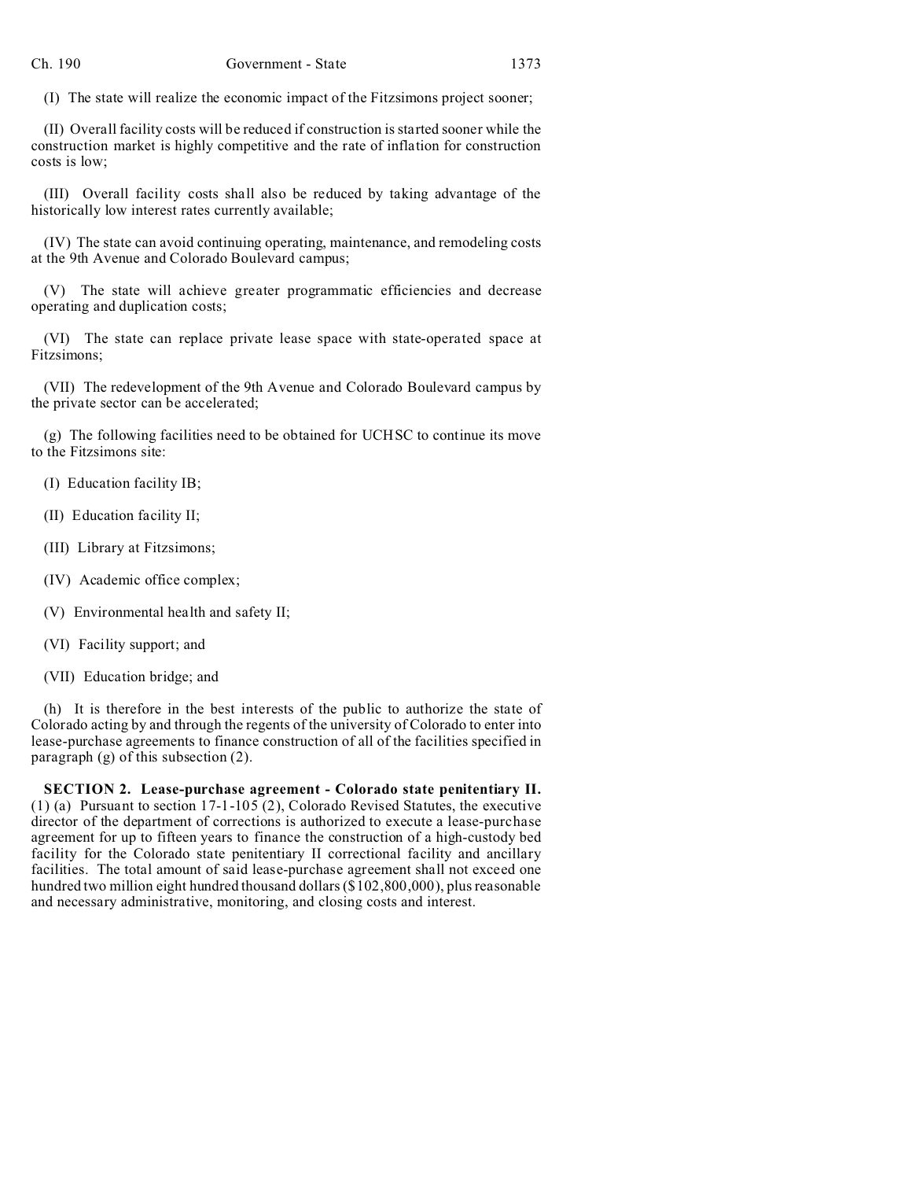(I) The state will realize the economic impact of the Fitzsimons project sooner;

(II) Overall facility costs will be reduced if construction is started sooner while the construction market is highly competitive and the rate of inflation for construction costs is low;

(III) Overall facility costs shall also be reduced by taking advantage of the historically low interest rates currently available;

(IV) The state can avoid continuing operating, maintenance, and remodeling costs at the 9th Avenue and Colorado Boulevard campus;

(V) The state will achieve greater programmatic efficiencies and decrease operating and duplication costs;

(VI) The state can replace private lease space with state-operated space at Fitzsimons;

(VII) The redevelopment of the 9th Avenue and Colorado Boulevard campus by the private sector can be accelerated;

(g) The following facilities need to be obtained for UCHSC to continue its move to the Fitzsimons site:

(I) Education facility IB;

(II) Education facility II;

(III) Library at Fitzsimons;

(IV) Academic office complex;

(V) Environmental health and safety II;

(VI) Facility support; and

(VII) Education bridge; and

(h) It is therefore in the best interests of the public to authorize the state of Colorado acting by and through the regents of the university of Colorado to enter into lease-purchase agreements to finance construction of all of the facilities specified in paragraph (g) of this subsection (2).

**SECTION 2. Lease-purchase agreement - Colorado state penitentiary II.** (1) (a) Pursuant to section 17-1-105 (2), Colorado Revised Statutes, the executive director of the department of corrections is authorized to execute a lease-purchase agreement for up to fifteen years to finance the construction of a high-custody bed facility for the Colorado state penitentiary II correctional facility and ancillary facilities. The total amount of said lease-purchase agreement shall not exceed one hundred two million eight hundred thousand dollars ($102,800,000), plus reasonable and necessary administrative, monitoring, and closing costs and interest.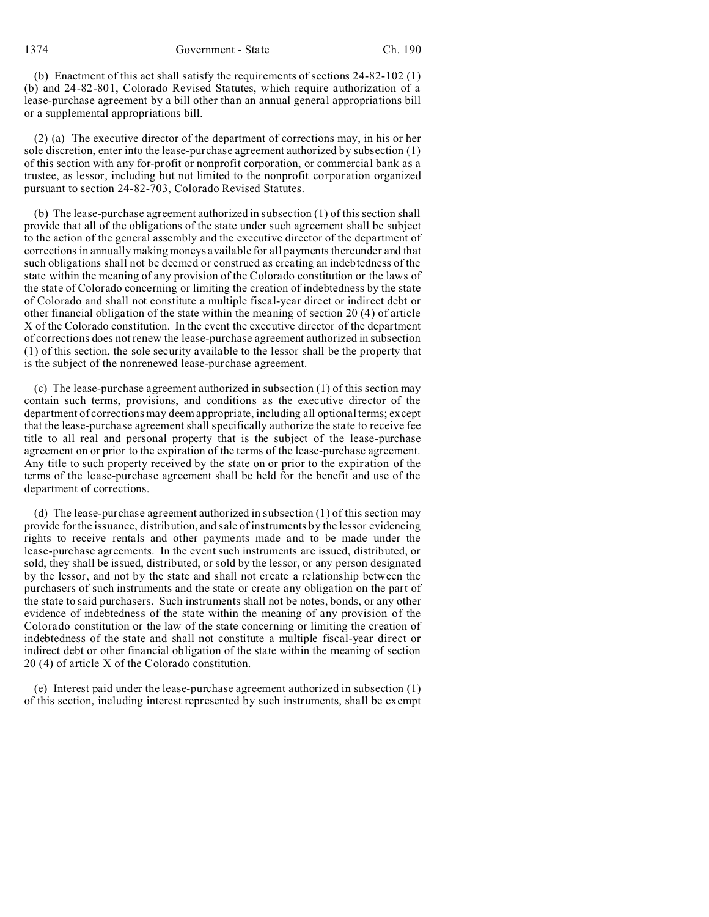(b) Enactment of this act shall satisfy the requirements of sections 24-82-102 (1) (b) and 24-82-801, Colorado Revised Statutes, which require authorization of a lease-purchase agreement by a bill other than an annual general appropriations bill or a supplemental appropriations bill.

(2) (a) The executive director of the department of corrections may, in his or her sole discretion, enter into the lease-purchase agreement authorized by subsection (1) of this section with any for-profit or nonprofit corporation, or commercial bank as a trustee, as lessor, including but not limited to the nonprofit corporation organized pursuant to section 24-82-703, Colorado Revised Statutes.

(b) The lease-purchase agreement authorized in subsection (1) of this section shall provide that all of the obligations of the state under such agreement shall be subject to the action of the general assembly and the executive director of the department of corrections in annually making moneys available for all payments thereunder and that such obligations shall not be deemed or construed as creating an indebtedness of the state within the meaning of any provision of the Colorado constitution or the laws of the state of Colorado concerning or limiting the creation of indebtedness by the state of Colorado and shall not constitute a multiple fiscal-year direct or indirect debt or other financial obligation of the state within the meaning of section 20 (4) of article X of the Colorado constitution. In the event the executive director of the department of corrections does not renew the lease-purchase agreement authorized in subsection (1) of this section, the sole security available to the lessor shall be the property that is the subject of the nonrenewed lease-purchase agreement.

(c) The lease-purchase agreement authorized in subsection (1) of this section may contain such terms, provisions, and conditions as the executive director of the department of corrections may deem appropriate, including all optional terms; except that the lease-purchase agreement shall specifically authorize the state to receive fee title to all real and personal property that is the subject of the lease-purchase agreement on or prior to the expiration of the terms of the lease-purchase agreement. Any title to such property received by the state on or prior to the expiration of the terms of the lease-purchase agreement shall be held for the benefit and use of the department of corrections.

(d) The lease-purchase agreement authorized in subsection (1) of this section may provide for the issuance, distribution, and sale of instruments by the lessor evidencing rights to receive rentals and other payments made and to be made under the lease-purchase agreements. In the event such instruments are issued, distributed, or sold, they shall be issued, distributed, or sold by the lessor, or any person designated by the lessor, and not by the state and shall not create a relationship between the purchasers of such instruments and the state or create any obligation on the part of the state to said purchasers. Such instruments shall not be notes, bonds, or any other evidence of indebtedness of the state within the meaning of any provision of the Colorado constitution or the law of the state concerning or limiting the creation of indebtedness of the state and shall not constitute a multiple fiscal-year direct or indirect debt or other financial obligation of the state within the meaning of section 20 (4) of article X of the Colorado constitution.

(e) Interest paid under the lease-purchase agreement authorized in subsection (1) of this section, including interest represented by such instruments, shall be exempt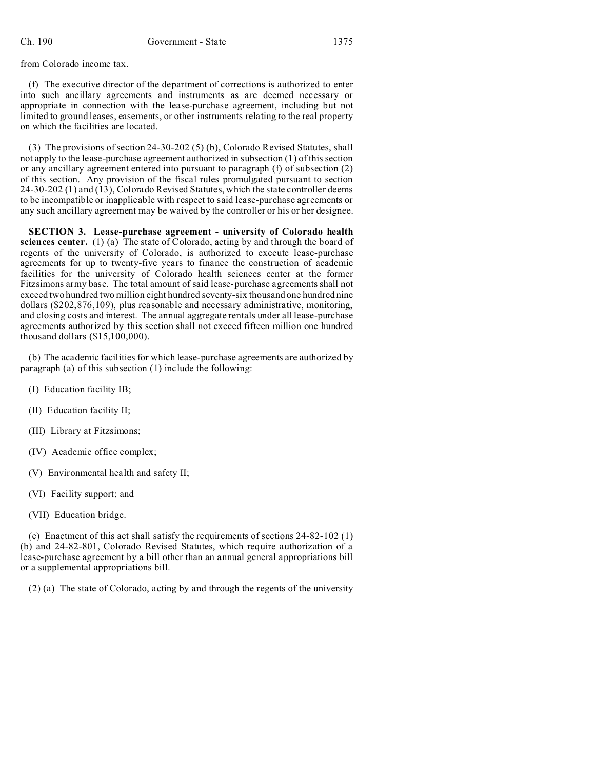from Colorado income tax.

(f) The executive director of the department of corrections is authorized to enter into such ancillary agreements and instruments as are deemed necessary or appropriate in connection with the lease-purchase agreement, including but not limited to ground leases, easements, or other instruments relating to the real property on which the facilities are located.

(3) The provisions of section 24-30-202 (5) (b), Colorado Revised Statutes, shall not apply to the lease-purchase agreement authorized in subsection (1) of this section or any ancillary agreement entered into pursuant to paragraph (f) of subsection (2) of this section. Any provision of the fiscal rules promulgated pursuant to section 24-30-202 (1) and (13), Colorado Revised Statutes, which the state controller deems to be incompatible or inapplicable with respect to said lease-purchase agreements or any such ancillary agreement may be waived by the controller or his or her designee.

**SECTION 3. Lease-purchase agreement - university of Colorado health sciences center.** (1) (a) The state of Colorado, acting by and through the board of regents of the university of Colorado, is authorized to execute lease-purchase agreements for up to twenty-five years to finance the construction of academic facilities for the university of Colorado health sciences center at the former Fitzsimons army base. The total amount of said lease-purchase agreements shall not exceed two hundred two million eight hundred seventy-six thousand one hundred nine dollars ($202,876,109), plus reasonable and necessary administrative, monitoring, and closing costs and interest. The annual aggregate rentals under all lease-purchase agreements authorized by this section shall not exceed fifteen million one hundred thousand dollars ($15,100,000).

(b) The academic facilities for which lease-purchase agreements are authorized by paragraph (a) of this subsection (1) include the following:

(I) Education facility IB;

(II) Education facility II;

(III) Library at Fitzsimons;

(IV) Academic office complex;

(V) Environmental health and safety II;

(VI) Facility support; and

(VII) Education bridge.

(c) Enactment of this act shall satisfy the requirements of sections 24-82-102 (1) (b) and 24-82-801, Colorado Revised Statutes, which require authorization of a lease-purchase agreement by a bill other than an annual general appropriations bill or a supplemental appropriations bill.

(2) (a) The state of Colorado, acting by and through the regents of the university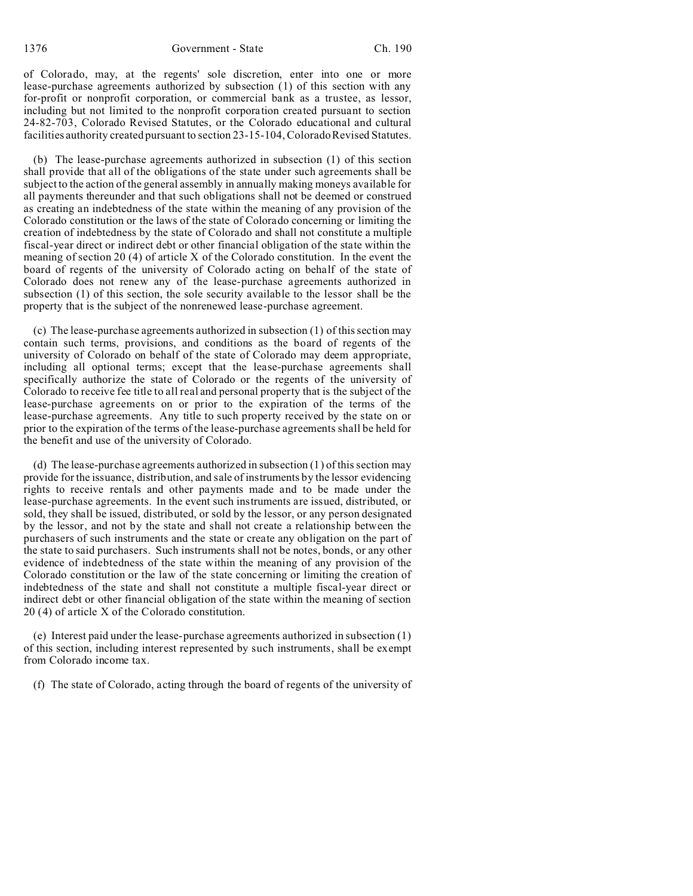of Colorado, may, at the regents' sole discretion, enter into one or more lease-purchase agreements authorized by subsection (1) of this section with any for-profit or nonprofit corporation, or commercial bank as a trustee, as lessor, including but not limited to the nonprofit corporation created pursuant to section 24-82-703, Colorado Revised Statutes, or the Colorado educational and cultural facilities authority created pursuant to section 23-15-104, Colorado Revised Statutes.

(b) The lease-purchase agreements authorized in subsection (1) of this section shall provide that all of the obligations of the state under such agreements shall be subject to the action of the general assembly in annually making moneys available for all payments thereunder and that such obligations shall not be deemed or construed as creating an indebtedness of the state within the meaning of any provision of the Colorado constitution or the laws of the state of Colorado concerning or limiting the creation of indebtedness by the state of Colorado and shall not constitute a multiple fiscal-year direct or indirect debt or other financial obligation of the state within the meaning of section 20 (4) of article X of the Colorado constitution. In the event the board of regents of the university of Colorado acting on behalf of the state of Colorado does not renew any of the lease-purchase agreements authorized in subsection (1) of this section, the sole security available to the lessor shall be the property that is the subject of the nonrenewed lease-purchase agreement.

(c) The lease-purchase agreements authorized in subsection (1) of this section may contain such terms, provisions, and conditions as the board of regents of the university of Colorado on behalf of the state of Colorado may deem appropriate, including all optional terms; except that the lease-purchase agreements shall specifically authorize the state of Colorado or the regents of the university of Colorado to receive fee title to all real and personal property that is the subject of the lease-purchase agreements on or prior to the expiration of the terms of the lease-purchase agreements. Any title to such property received by the state on or prior to the expiration of the terms of the lease-purchase agreements shall be held for the benefit and use of the university of Colorado.

(d) The lease-purchase agreements authorized in subsection (1) of this section may provide for the issuance, distribution, and sale of instruments by the lessor evidencing rights to receive rentals and other payments made and to be made under the lease-purchase agreements. In the event such instruments are issued, distributed, or sold, they shall be issued, distributed, or sold by the lessor, or any person designated by the lessor, and not by the state and shall not create a relationship between the purchasers of such instruments and the state or create any obligation on the part of the state to said purchasers. Such instruments shall not be notes, bonds, or any other evidence of indebtedness of the state within the meaning of any provision of the Colorado constitution or the law of the state concerning or limiting the creation of indebtedness of the state and shall not constitute a multiple fiscal-year direct or indirect debt or other financial obligation of the state within the meaning of section 20 (4) of article X of the Colorado constitution.

(e) Interest paid under the lease-purchase agreements authorized in subsection (1) of this section, including interest represented by such instruments, shall be exempt from Colorado income tax.

(f) The state of Colorado, acting through the board of regents of the university of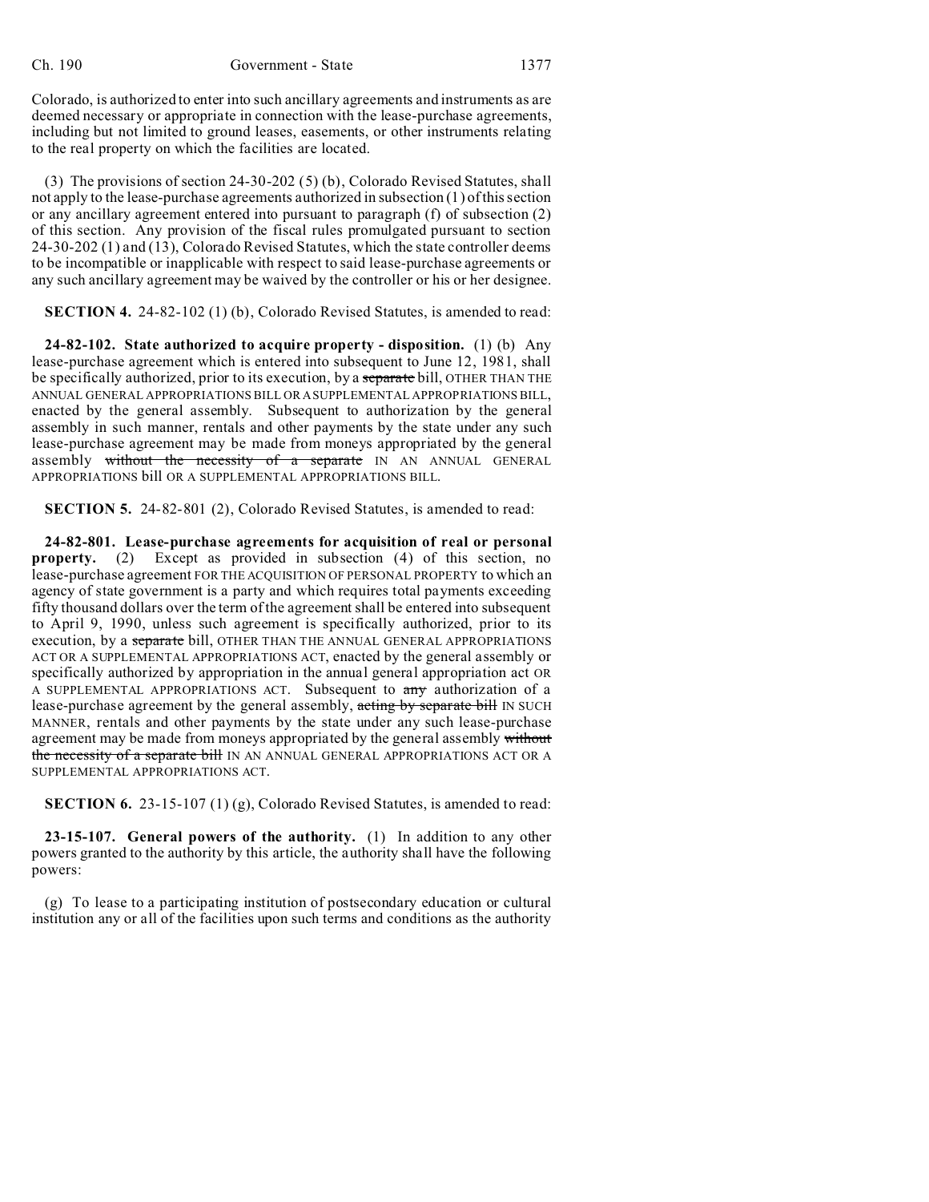Colorado, is authorized to enter into such ancillary agreements and instruments as are deemed necessary or appropriate in connection with the lease-purchase agreements, including but not limited to ground leases, easements, or other instruments relating to the real property on which the facilities are located.

(3) The provisions of section 24-30-202 (5) (b), Colorado Revised Statutes, shall not apply to the lease-purchase agreements authorized in subsection (1) of this section or any ancillary agreement entered into pursuant to paragraph (f) of subsection (2) of this section. Any provision of the fiscal rules promulgated pursuant to section 24-30-202 (1) and (13), Colorado Revised Statutes, which the state controller deems to be incompatible or inapplicable with respect to said lease-purchase agreements or any such ancillary agreement may be waived by the controller or his or her designee.

**SECTION 4.** 24-82-102 (1) (b), Colorado Revised Statutes, is amended to read:

**24-82-102. State authorized to acquire property - disposition.** (1) (b) Any lease-purchase agreement which is entered into subsequent to June 12, 1981, shall be specifically authorized, prior to its execution, by a ~~separate~~ bill, OTHER THAN THE ANNUAL GENERAL APPROPRIATIONS BILL OR A SUPPLEMENTAL APPROPRIATIONS BILL, enacted by the general assembly. Subsequent to authorization by the general assembly in such manner, rentals and other payments by the state under any such lease-purchase agreement may be made from moneys appropriated by the general assembly ~~without the necessity of a separate~~ IN AN ANNUAL GENERAL APPROPRIATIONS bill OR A SUPPLEMENTAL APPROPRIATIONS BILL.

**SECTION 5.** 24-82-801 (2), Colorado Revised Statutes, is amended to read:

**24-82-801. Lease-purchase agreements for acquisition of real or personal property.** (2) Except as provided in subsection (4) of this section, no lease-purchase agreement FOR THE ACQUISITION OF PERSONAL PROPERTY to which an agency of state government is a party and which requires total payments exceeding fifty thousand dollars over the term of the agreement shall be entered into subsequent to April 9, 1990, unless such agreement is specifically authorized, prior to its execution, by a ~~separate~~ bill, OTHER THAN THE ANNUAL GENERAL APPROPRIATIONS ACT OR A SUPPLEMENTAL APPROPRIATIONS ACT, enacted by the general assembly or specifically authorized by appropriation in the annual general appropriation act OR A SUPPLEMENTAL APPROPRIATIONS ACT. Subsequent to ~~any~~ authorization of a lease-purchase agreement by the general assembly, ~~acting by separate bill~~ IN SUCH MANNER, rentals and other payments by the state under any such lease-purchase agreement may be made from moneys appropriated by the general assembly ~~without the necessity of a separate bill~~ IN AN ANNUAL GENERAL APPROPRIATIONS ACT OR A SUPPLEMENTAL APPROPRIATIONS ACT.

**SECTION 6.** 23-15-107 (1) (g), Colorado Revised Statutes, is amended to read:

**23-15-107. General powers of the authority.** (1) In addition to any other powers granted to the authority by this article, the authority shall have the following powers:

(g) To lease to a participating institution of postsecondary education or cultural institution any or all of the facilities upon such terms and conditions as the authority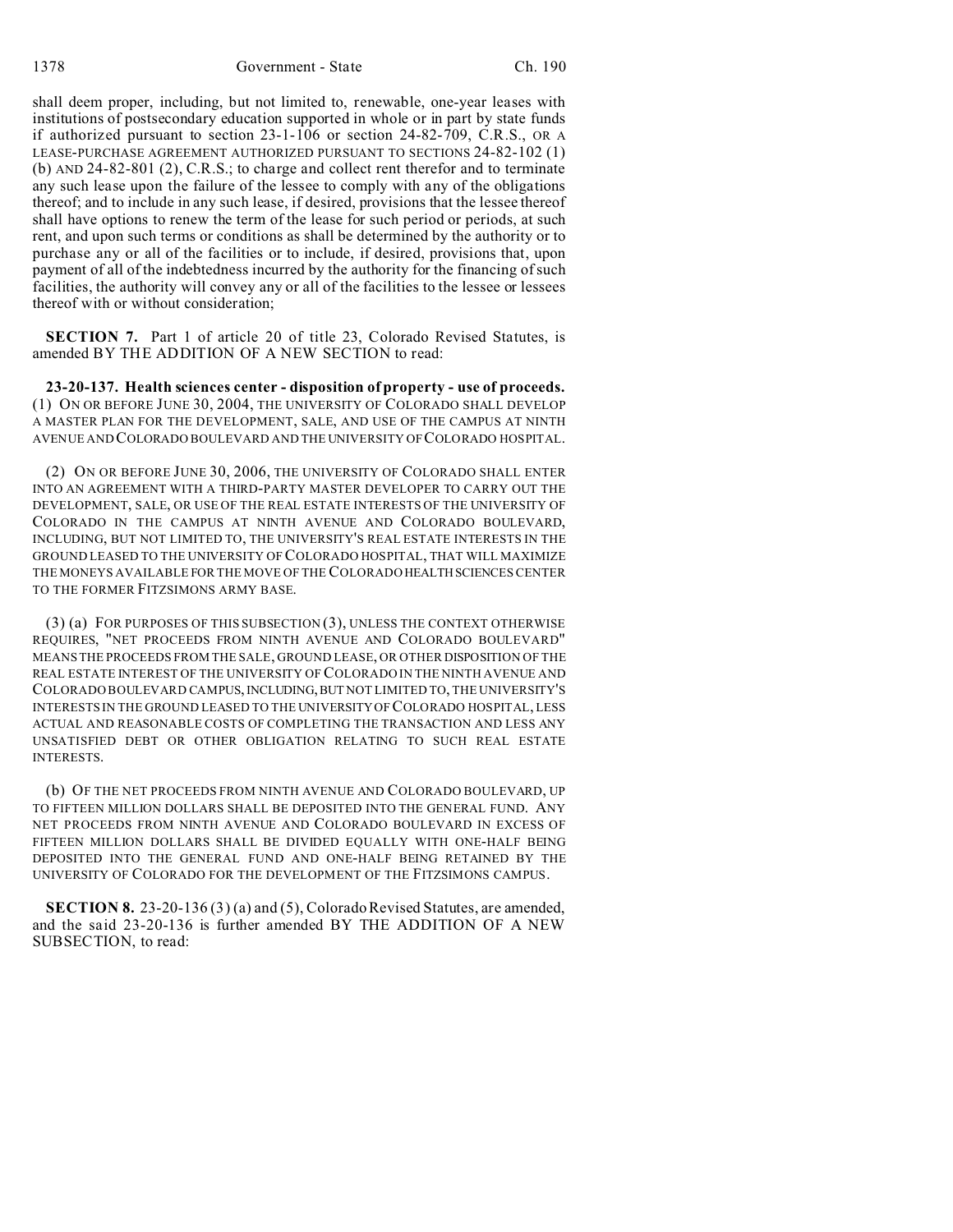shall deem proper, including, but not limited to, renewable, one-year leases with institutions of postsecondary education supported in whole or in part by state funds if authorized pursuant to section 23-1-106 or section 24-82-709, C.R.S., OR A LEASE-PURCHASE AGREEMENT AUTHORIZED PURSUANT TO SECTIONS 24-82-102 (1) (b) AND 24-82-801 (2), C.R.S.; to charge and collect rent therefor and to terminate any such lease upon the failure of the lessee to comply with any of the obligations thereof; and to include in any such lease, if desired, provisions that the lessee thereof shall have options to renew the term of the lease for such period or periods, at such rent, and upon such terms or conditions as shall be determined by the authority or to purchase any or all of the facilities or to include, if desired, provisions that, upon payment of all of the indebtedness incurred by the authority for the financing of such facilities, the authority will convey any or all of the facilities to the lessee or lessees thereof with or without consideration;

**SECTION 7.** Part 1 of article 20 of title 23, Colorado Revised Statutes, is amended BY THE ADDITION OF A NEW SECTION to read:

**23-20-137. Health sciences center - disposition of property - use of proceeds.** (1) ON OR BEFORE JUNE 30, 2004, THE UNIVERSITY OF COLORADO SHALL DEVELOP A MASTER PLAN FOR THE DEVELOPMENT, SALE, AND USE OF THE CAMPUS AT NINTH AVENUE AND COLORADO BOULEVARD AND THE UNIVERSITY OF COLORADO HOSPITAL.

(2) ON OR BEFORE JUNE 30, 2006, THE UNIVERSITY OF COLORADO SHALL ENTER INTO AN AGREEMENT WITH A THIRD-PARTY MASTER DEVELOPER TO CARRY OUT THE DEVELOPMENT, SALE, OR USE OF THE REAL ESTATE INTERESTS OF THE UNIVERSITY OF COLORADO IN THE CAMPUS AT NINTH AVENUE AND COLORADO BOULEVARD, INCLUDING, BUT NOT LIMITED TO, THE UNIVERSITY'S REAL ESTATE INTERESTS IN THE GROUND LEASED TO THE UNIVERSITY OF COLORADO HOSPITAL, THAT WILL MAXIMIZE THE MONEYS AVAILABLE FOR THE MOVE OF THE COLORADO HEALTH SCIENCES CENTER TO THE FORMER FITZSIMONS ARMY BASE.

(3) (a) FOR PURPOSES OF THIS SUBSECTION (3), UNLESS THE CONTEXT OTHERWISE REQUIRES, "NET PROCEEDS FROM NINTH AVENUE AND COLORADO BOULEVARD" MEANS THE PROCEEDS FROM THE SALE, GROUND LEASE, OR OTHER DISPOSITION OF THE REAL ESTATE INTEREST OF THE UNIVERSITY OF COLORADO IN THE NINTH AVENUE AND COLORADO BOULEVARD CAMPUS, INCLUDING, BUT NOT LIMITED TO, THE UNIVERSITY'S INTERESTS IN THE GROUND LEASED TO THE UNIVERSITY OF COLORADO HOSPITAL, LESS ACTUAL AND REASONABLE COSTS OF COMPLETING THE TRANSACTION AND LESS ANY UNSATISFIED DEBT OR OTHER OBLIGATION RELATING TO SUCH REAL ESTATE INTERESTS.

(b) OF THE NET PROCEEDS FROM NINTH AVENUE AND COLORADO BOULEVARD, UP TO FIFTEEN MILLION DOLLARS SHALL BE DEPOSITED INTO THE GENERAL FUND. ANY NET PROCEEDS FROM NINTH AVENUE AND COLORADO BOULEVARD IN EXCESS OF FIFTEEN MILLION DOLLARS SHALL BE DIVIDED EQUALLY WITH ONE-HALF BEING DEPOSITED INTO THE GENERAL FUND AND ONE-HALF BEING RETAINED BY THE UNIVERSITY OF COLORADO FOR THE DEVELOPMENT OF THE FITZSIMONS CAMPUS.

**SECTION 8.** 23-20-136 (3) (a) and (5), Colorado Revised Statutes, are amended, and the said 23-20-136 is further amended BY THE ADDITION OF A NEW SUBSECTION, to read: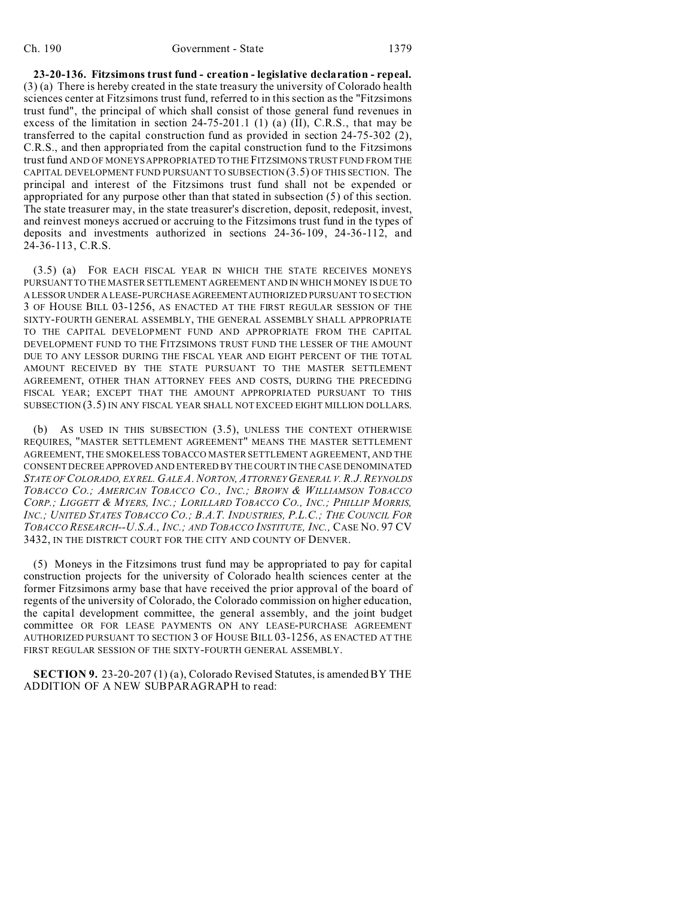**23-20-136. Fitzsimons trust fund - creation - legislative declaration - repeal.** (3) (a) There is hereby created in the state treasury the university of Colorado health sciences center at Fitzsimons trust fund, referred to in this section as the "Fitzsimons trust fund", the principal of which shall consist of those general fund revenues in excess of the limitation in section 24-75-201.1 (1) (a) (II), C.R.S., that may be transferred to the capital construction fund as provided in section 24-75-302 (2), C.R.S., and then appropriated from the capital construction fund to the Fitzsimons trust fund AND OF MONEYS APPROPRIATED TO THE FITZSIMONS TRUST FUND FROM THE CAPITAL DEVELOPMENT FUND PURSUANT TO SUBSECTION (3.5) OF THIS SECTION. The principal and interest of the Fitzsimons trust fund shall not be expended or appropriated for any purpose other than that stated in subsection (5) of this section. The state treasurer may, in the state treasurer's discretion, deposit, redeposit, invest, and reinvest moneys accrued or accruing to the Fitzsimons trust fund in the types of deposits and investments authorized in sections 24-36-109, 24-36-112, and 24-36-113, C.R.S.

(3.5) (a) FOR EACH FISCAL YEAR IN WHICH THE STATE RECEIVES MONEYS PURSUANT TO THE MASTER SETTLEMENT AGREEMENT AND IN WHICH MONEY IS DUE TO A LESSOR UNDER A LEASE-PURCHASE AGREEMENT AUTHORIZED PURSUANT TO SECTION 3 OF HOUSE BILL 03-1256, AS ENACTED AT THE FIRST REGULAR SESSION OF THE SIXTY-FOURTH GENERAL ASSEMBLY, THE GENERAL ASSEMBLY SHALL APPROPRIATE TO THE CAPITAL DEVELOPMENT FUND AND APPROPRIATE FROM THE CAPITAL DEVELOPMENT FUND TO THE FITZSIMONS TRUST FUND THE LESSER OF THE AMOUNT DUE TO ANY LESSOR DURING THE FISCAL YEAR AND EIGHT PERCENT OF THE TOTAL AMOUNT RECEIVED BY THE STATE PURSUANT TO THE MASTER SETTLEMENT AGREEMENT, OTHER THAN ATTORNEY FEES AND COSTS, DURING THE PRECEDING FISCAL YEAR; EXCEPT THAT THE AMOUNT APPROPRIATED PURSUANT TO THIS SUBSECTION (3.5) IN ANY FISCAL YEAR SHALL NOT EXCEED EIGHT MILLION DOLLARS.

(b) AS USED IN THIS SUBSECTION (3.5), UNLESS THE CONTEXT OTHERWISE REQUIRES, "MASTER SETTLEMENT AGREEMENT" MEANS THE MASTER SETTLEMENT AGREEMENT, THE SMOKELESS TOBACCO MASTER SETTLEMENT AGREEMENT, AND THE CONSENT DECREE APPROVED AND ENTERED BY THE COURT IN THE CASE DENOMINATED *STATE OF COLORADO, EX REL. GALE A. NORTON, ATTORNEY GENERAL V. R.J. REYNOLDS TOBACCO CO.; AMERICAN TOBACCO CO., INC.; BROWN & WILLIAMSON TOBACCO CORP.; LIGGETT & MYERS, INC.; LORILLARD TOBACCO CO., INC.; PHILLIP MORRIS, INC.; UNITED STATES TOBACCO CO.; B.A.T. INDUSTRIES, P.L.C.; THE COUNCIL FOR TOBACCO RESEARCH--U.S.A., INC.; AND TOBACCO INSTITUTE, INC.,* CASE NO. 97 CV 3432, IN THE DISTRICT COURT FOR THE CITY AND COUNTY OF DENVER.

(5) Moneys in the Fitzsimons trust fund may be appropriated to pay for capital construction projects for the university of Colorado health sciences center at the former Fitzsimons army base that have received the prior approval of the board of regents of the university of Colorado, the Colorado commission on higher education, the capital development committee, the general assembly, and the joint budget committee OR FOR LEASE PAYMENTS ON ANY LEASE-PURCHASE AGREEMENT AUTHORIZED PURSUANT TO SECTION 3 OF HOUSE BILL 03-1256, AS ENACTED AT THE FIRST REGULAR SESSION OF THE SIXTY-FOURTH GENERAL ASSEMBLY.

**SECTION 9.** 23-20-207 (1) (a), Colorado Revised Statutes, is amended BY THE ADDITION OF A NEW SUBPARAGRAPH to read: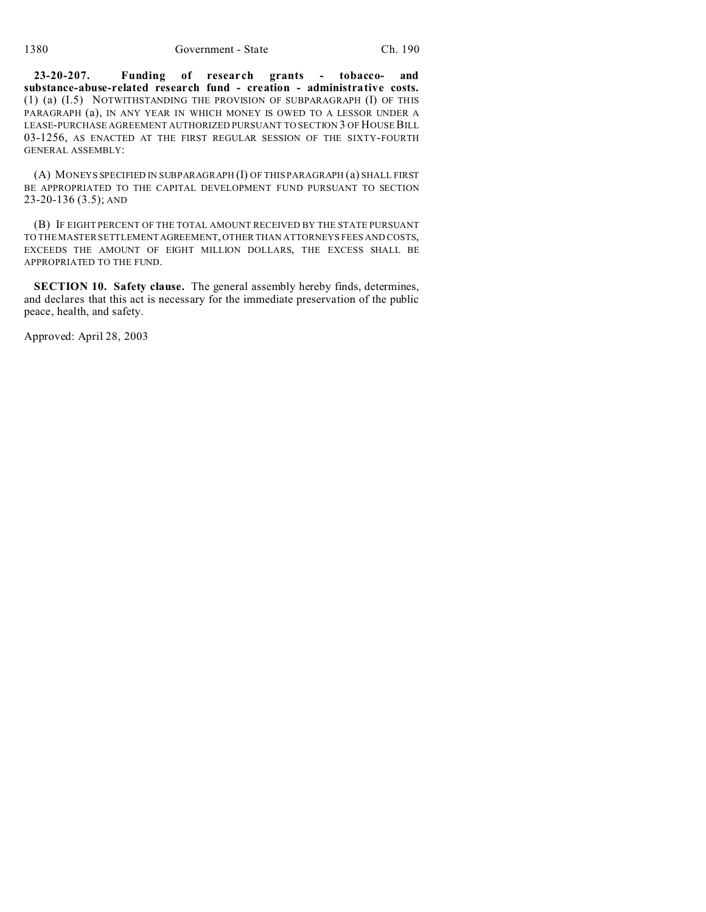**23-20-207. Funding of research grants - tobacco- and substance-abuse-related research fund - creation - administrative costs.** (1) (a) (I.5) NOTWITHSTANDING THE PROVISION OF SUBPARAGRAPH (I) OF THIS PARAGRAPH (a), IN ANY YEAR IN WHICH MONEY IS OWED TO A LESSOR UNDER A LEASE-PURCHASE AGREEMENT AUTHORIZED PURSUANT TO SECTION 3 OF HOUSE BILL 03-1256, AS ENACTED AT THE FIRST REGULAR SESSION OF THE SIXTY-FOURTH GENERAL ASSEMBLY:

(A) MONEYS SPECIFIED IN SUBPARAGRAPH (I) OF THIS PARAGRAPH (a) SHALL FIRST BE APPROPRIATED TO THE CAPITAL DEVELOPMENT FUND PURSUANT TO SECTION 23-20-136 (3.5); AND

(B) IF EIGHT PERCENT OF THE TOTAL AMOUNT RECEIVED BY THE STATE PURSUANT TO THE MASTER SETTLEMENT AGREEMENT, OTHER THAN ATTORNEYS FEES AND COSTS, EXCEEDS THE AMOUNT OF EIGHT MILLION DOLLARS, THE EXCESS SHALL BE APPROPRIATED TO THE FUND.

**SECTION 10. Safety clause.** The general assembly hereby finds, determines, and declares that this act is necessary for the immediate preservation of the public peace, health, and safety.

Approved: April 28, 2003